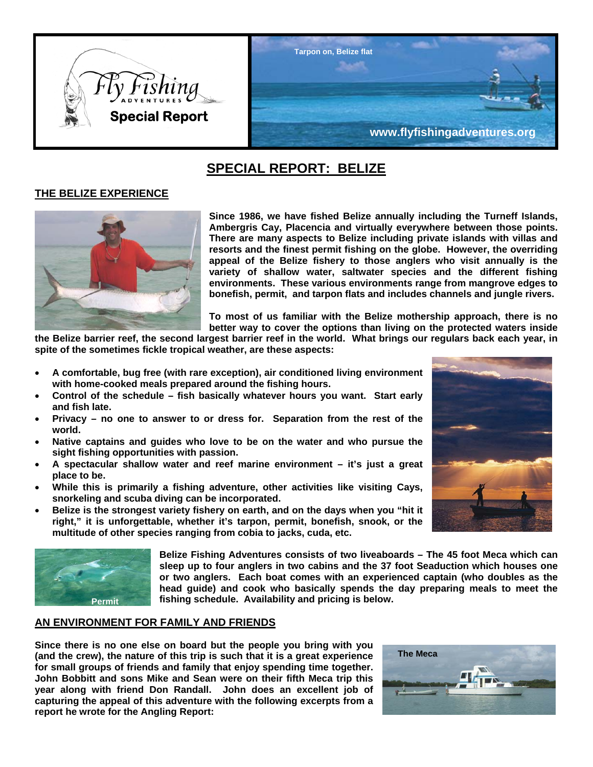# SPECIAL REPORT: BELIZE

## THE BELIZE EXPERIENCE

**Since 1986, we have fished Belize annually including the Turneff Islands, Ambergris Cay, Placencia and virtually everywhere between those points. There are many aspects to Belize including private islands with villas and resorts and the finest permit fishing on the globe. However, the overriding appeal of the Belize fishery to those anglers who visit annually is the variety of shallow water, saltwater species and the different fishing environments. These various environments range from mangrove edges to bonefish, permit, and tarpon flats and includes channels and jungle rivers.**

**To most of us familiar with the Belize mothership approach, there is no better way to cover the options than living on the protected waters inside the Belize barrier reef, the second largest barrier reef in the world. What brings our regulars back each year, in spite of the sometimes fickle tropical weather, are these aspects:**

- **A comfortable, bug free (with rare exception), air conditioned living environment with home-cooked meals prepared around the fishing hours.**
- **Control of the schedule – fish basically whatever hours you want. Start early and fish late.**
- **Privacy – no one to answer to or dress for. Separation from the rest of the world.**
- **Native captains and guides who love to be on the water and who pursue the sight fishing opportunities with passion.**
- **A spectacular shallow water and reef marine environment – it's just a great place to be.**
- **While this is primarily a fishing adventure, other activities like visiting Cays, snorkeling and scuba diving can be incorporated.**
- **Belize is the strongest variety fishery on earth, and on the days when you "hit it right," it is unforgettable, whether it's tarpon, permit, bonefish, snook, or the multitude of other species ranging from cobia to jacks, cuda, etc.**

Permit

**Belize Fishing Adventures consists of two liveaboards – The 45 foot Meca which can sleep up to four anglers in two cabins and the 37 foot Seaduction which houses one or two anglers. Each boat comes with an experienced captain (who doubles as the head guide) and cook who basically spends the day preparing meals to meet the fishing schedule. Availability and pricing is below.**

## AN ENVIRONMENT FOR FAMILY AND FRIENDS

**Since there is no one else on board but the people you bring with you (and the crew), the nature of this trip is such that it is a great experience for small groups of friends and family that enjoy spending time together. John Bobbitt and sons Mike and Sean were on their fifth Meca trip this year along with friend Don Randall. John does an excellent job of capturing the appeal of this adventure with the following excerpts from a report he wrote for the Angling Report:**

The Meca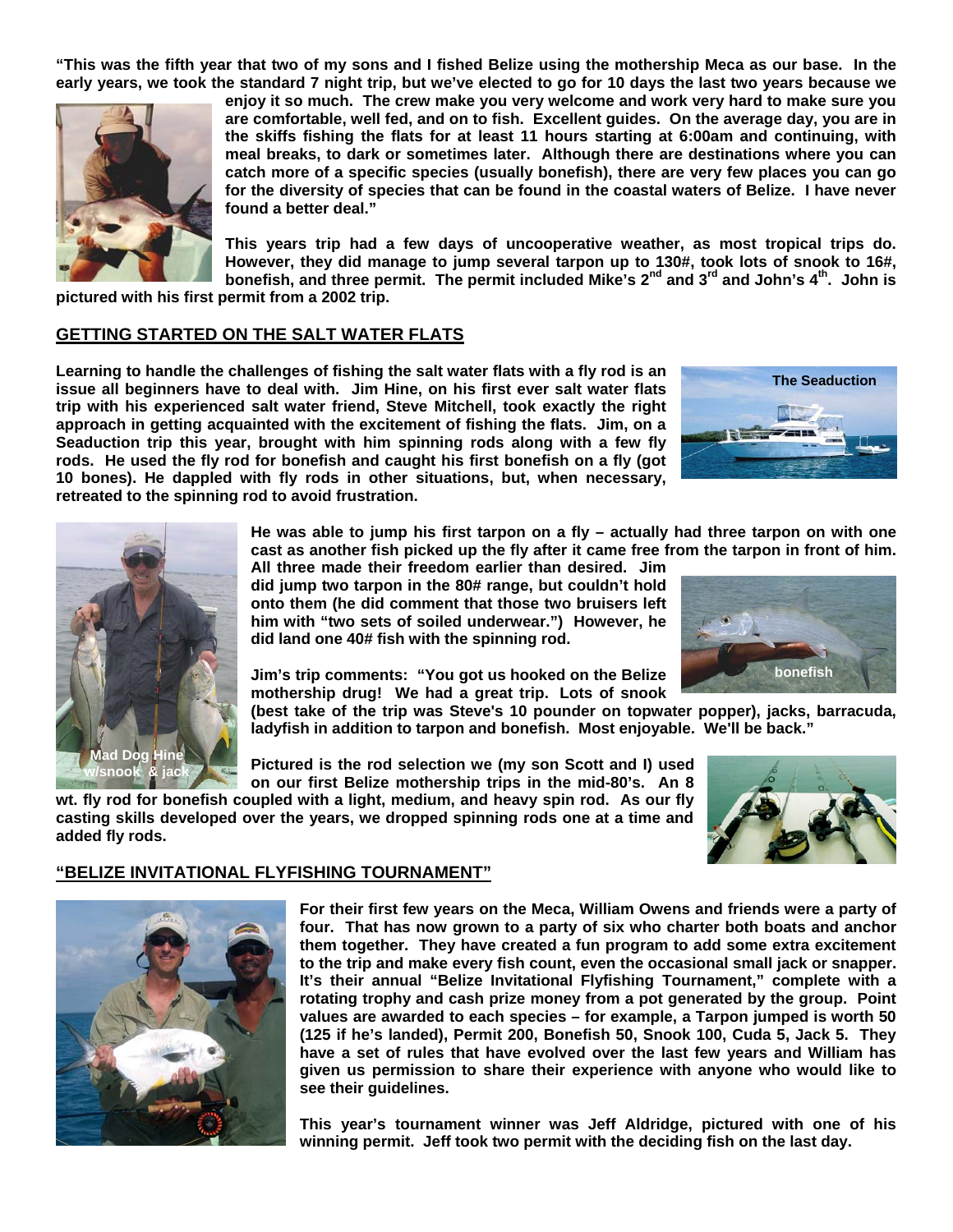**"This was the fifth year that two of my sons and I fished Belize using the mothership Meca as our base. In the early years, we took the standard 7 night trip, but we've elected to go for 10 days the last two years because we enjoy it so much. The crew make you very welcome and work very hard to make sure you are comfortable, well fed, and on to fish. Excellent guides. On the average day, you are in the skiffs fishing the flats for at least 11 hours starting at 6:00am and continuing, with meal breaks, to dark or sometimes later. Although there are destinations where you can catch more of a specific species (usually bonefish), there are very few places you can go for the diversity of species that can be found in the coastal waters of Belize. I have never found a better deal."**

**This years trip had a few days of uncooperative weather, as most tropical trips do. However, they did manage to jump several tarpon up to 130#, took lots of snook to 16#, bonefish, and three permit. The permit included Mike's 2nd and 3rd and John's 4th. John is pictured with his first permit from a 2002 trip.**

## GETTING STARTED ON THE SALT WATER FLATS

**Learning to handle the challenges of fishing the salt water flats with a fly rod is an issue all beginners have to deal with. Jim Hine, on his first ever salt water flats trip with his experienced salt water friend, Steve Mitchell, took exactly the right approach in getting acquainted with the excitement of fishing the flats. Jim, on a Seaduction trip this year, brought with him spinning rods along with a few fly rods. He used the fly rod for bonefish and caught his first bonefish on a fly (got 10 bones). He dappled with fly rods in other situations, but, when necessary, retreated to the spinning rod to avoid frustration.**

The Seaduction

**He was able to jump his first tarpon on a fly – actually had three tarpon on with one cast as another fish picked up the fly after it came free from the tarpon in front of him. All three made their freedom earlier than desired. Jim did jump two tarpon in the 80# range, but couldn't hold onto them (he did comment that those two bruisers left him with "two sets of soiled underwear.") However, he did land one 40# fish with the spinning rod.**

**Jim's trip comments: "You got us hooked on the Belize mothership drug! We had a great trip. Lots of snook (best take of the trip was Steve's 10 pounder on topwater popper), jacks, barracuda, ladyfish in addition to tarpon and bonefish. Most enjoyable. We'll be back."**

bonefish

Mad Dog Hine w/snook & jack

**Pictured is the rod selection we (my son Scott and I) used on our first Belize mothership trips in the mid-80's. An 8 wt. fly rod for bonefish coupled with a light, medium, and heavy spin rod. As our fly casting skills developed over the years, we dropped spinning rods one at a time and added fly rods.**

## "BELIZE INVITATIONAL FLYFISHING TOURNAMENT"

**For their first few years on the Meca, William Owens and friends were a party of four. That has now grown to a party of six who charter both boats and anchor them together. They have created a fun program to add some extra excitement to the trip and make every fish count, even the occasional small jack or snapper. It's their annual "Belize Invitational Flyfishing Tournament," complete with a rotating trophy and cash prize money from a pot generated by the group. Point values are awarded to each species – for example, a Tarpon jumped is worth 50 (125 if he's landed), Permit 200, Bonefish 50, Snook 100, Cuda 5, Jack 5. They have a set of rules that have evolved over the last few years and William has given us permission to share their experience with anyone who would like to see their guidelines.**

**This year's tournament winner was Jeff Aldridge, pictured with one of his winning permit. Jeff took two permit with the deciding fish on the last day.**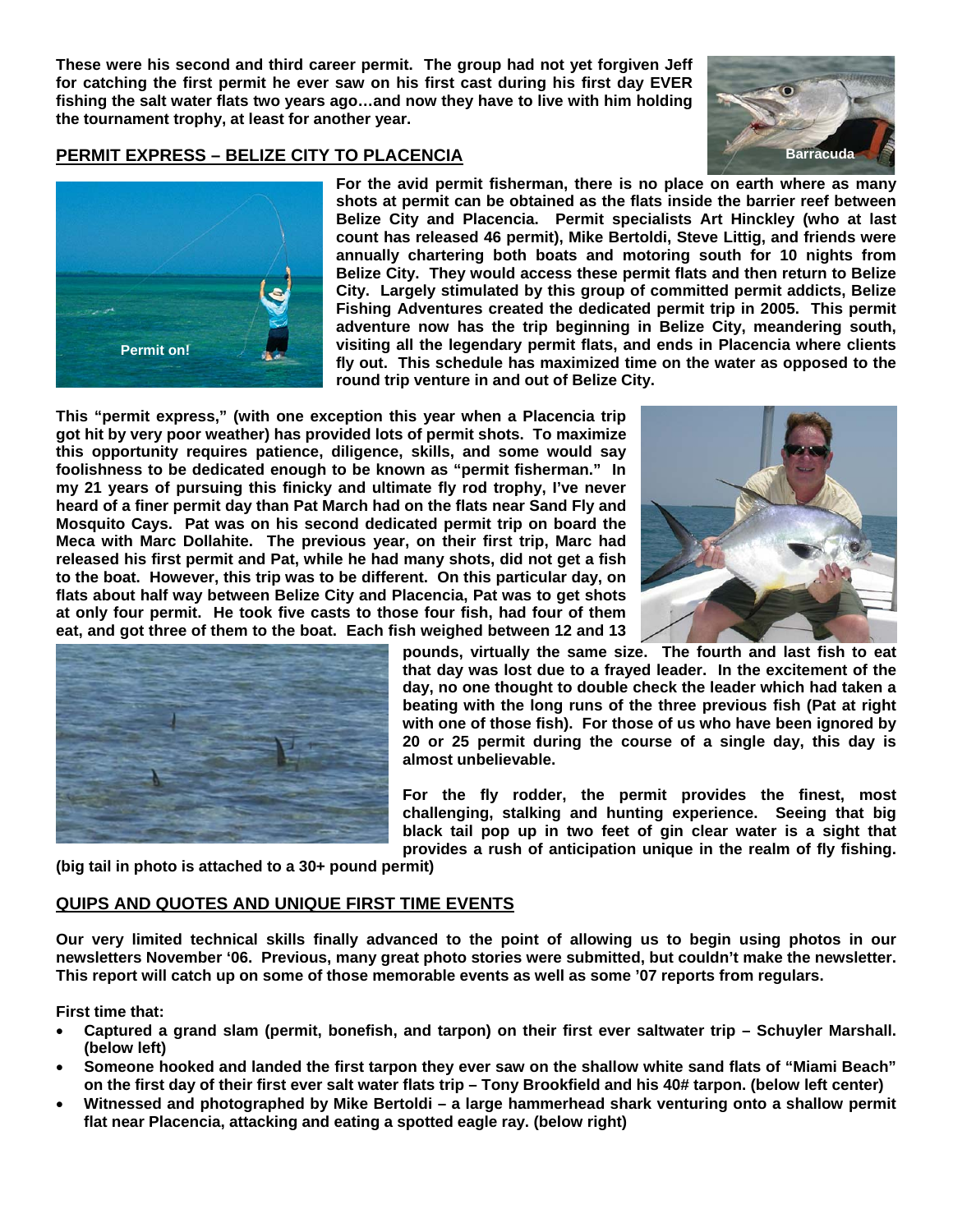These were his second and third career permit. The group had not yet forgiven Jeff for catching the first permit he ever saw on his first cast during his first day EVER fishing the salt water flats two years ago…and now they have to live with him holding the tournament trophy, at least for another year.

Barracuda

## PERMIT EXPRESS – BELIZE CITY TO PLACENCIA

Permit on!

For the avid permit fisherman, there is no place on earth where as many shots at permit can be obtained as the flats inside the barrier reef between Belize City and Placencia. Permit specialists Art Hinckley (who at last count has released 46 permit), Mike Bertoldi, Steve Littig, and friends were annually chartering both boats and motoring south for 10 nights from Belize City. They would access these permit flats and then return to Belize City. Largely stimulated by this group of committed permit addicts, Belize Fishing Adventures created the dedicated permit trip in 2005. This permit adventure now has the trip beginning in Belize City, meandering south, visiting all the legendary permit flats, and ends in Placencia where clients fly out. This schedule has maximized time on the water as opposed to the round trip venture in and out of Belize City.

This "permit express," (with one exception this year when a Placencia trip got hit by very poor weather) has provided lots of permit shots. To maximize this opportunity requires patience, diligence, skills, and some would say foolishness to be dedicated enough to be known as "permit fisherman." In my 21 years of pursuing this finicky and ultimate fly rod trophy, I've never heard of a finer permit day than Pat March had on the flats near Sand Fly and Mosquito Cays. Pat was on his second dedicated permit trip on board the Meca with Marc Dollahite. The previous year, on their first trip, Marc had released his first permit and Pat, while he had many shots, did not get a fish to the boat. However, this trip was to be different. On this particular day, on flats about half way between Belize City and Placencia, Pat was to get shots at only four permit. He took five casts to those four fish, had four of them eat, and got three of them to the boat. Each fish weighed between 12 and 13 pounds, virtually the same size. The fourth and last fish to eat that day was lost due to a frayed leader. In the excitement of the day, no one thought to double check the leader which had taken a beating with the long runs of the three previous fish (Pat at right with one of those fish). For those of us who have been ignored by 20 or 25 permit during the course of a single day, this day is almost unbelievable.

For the fly rodder, the permit provides the finest, most challenging, stalking and hunting experience. Seeing that big black tail pop up in two feet of gin clear water is a sight that provides a rush of anticipation unique in the realm of fly fishing. (big tail in photo is attached to a 30+ pound permit)

## QUIPS AND QUOTES AND UNIQUE FIRST TIME EVENTS

Our very limited technical skills finally advanced to the point of allowing us to begin using photos in our newsletters November '06. Previous, many great photo stories were submitted, but couldn't make the newsletter. This report will catch up on some of those memorable events as well as some '07 reports from regulars.

First time that:

- Captured a grand slam (permit, bonefish, and tarpon) on their first ever saltwater trip – Schuyler Marshall. (below left)
- Someone hooked and landed the first tarpon they ever saw on the shallow white sand flats of "Miami Beach" on the first day of their first ever salt water flats trip – Tony Brookfield and his 40# tarpon. (below left center)
- Witnessed and photographed by Mike Bertoldi – a large hammerhead shark venturing onto a shallow permit flat near Placencia, attacking and eating a spotted eagle ray. (below right)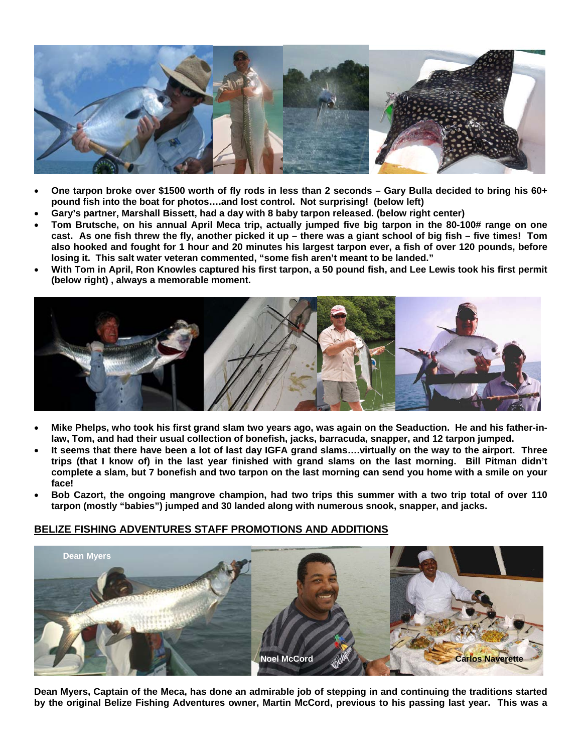- One tarpon broke over $1500 worth of fly rods in less than 2 seconds – Gary Bulla decided to bring his 60+ pound fish into the boat for photos….and lost control. Not surprising! (below left)
- Gary's partner, Marshall Bissett, had a day with 8 baby tarpon released. (below right center)
- Tom Brutsche, on his annual April Meca trip, actually jumped five big tarpon in the 80-100# range on one cast. As one fish threw the fly, another picked it up – there was a giant school of big fish – five times! Tom also hooked and fought for 1 hour and 20 minutes his largest tarpon ever, a fish of over 120 pounds, before losing it. This salt water veteran commented, "some fish aren't meant to be landed."
- With Tom in April, Ron Knowles captured his first tarpon, a 50 pound fish, and Lee Lewis took his first permit (below right) , always a memorable moment.

- Mike Phelps, who took his first grand slam two years ago, was again on the Seaduction. He and his father-in-law, Tom, and had their usual collection of bonefish, jacks, barracuda, snapper, and 12 tarpon jumped.
- It seems that there have been a lot of last day IGFA grand slams….virtually on the way to the airport. Three trips (that I know of) in the last year finished with grand slams on the last morning. Bill Pitman didn't complete a slam, but 7 bonefish and two tarpon on the last morning can send you home with a smile on your face!
- Bob Cazort, the ongoing mangrove champion, had two trips this summer with a two trip total of over 110 tarpon (mostly "babies") jumped and 30 landed along with numerous snook, snapper, and jacks.

## BELIZE FISHING ADVENTURES STAFF PROMOTIONS AND ADDITIONS

Dean Myers

Noel McCord

Carlos Naverette

**Dean Myers, Captain of the Meca, has done an admirable job of stepping in and continuing the traditions started by the original Belize Fishing Adventures owner, Martin McCord, previous to his passing last year. This was a**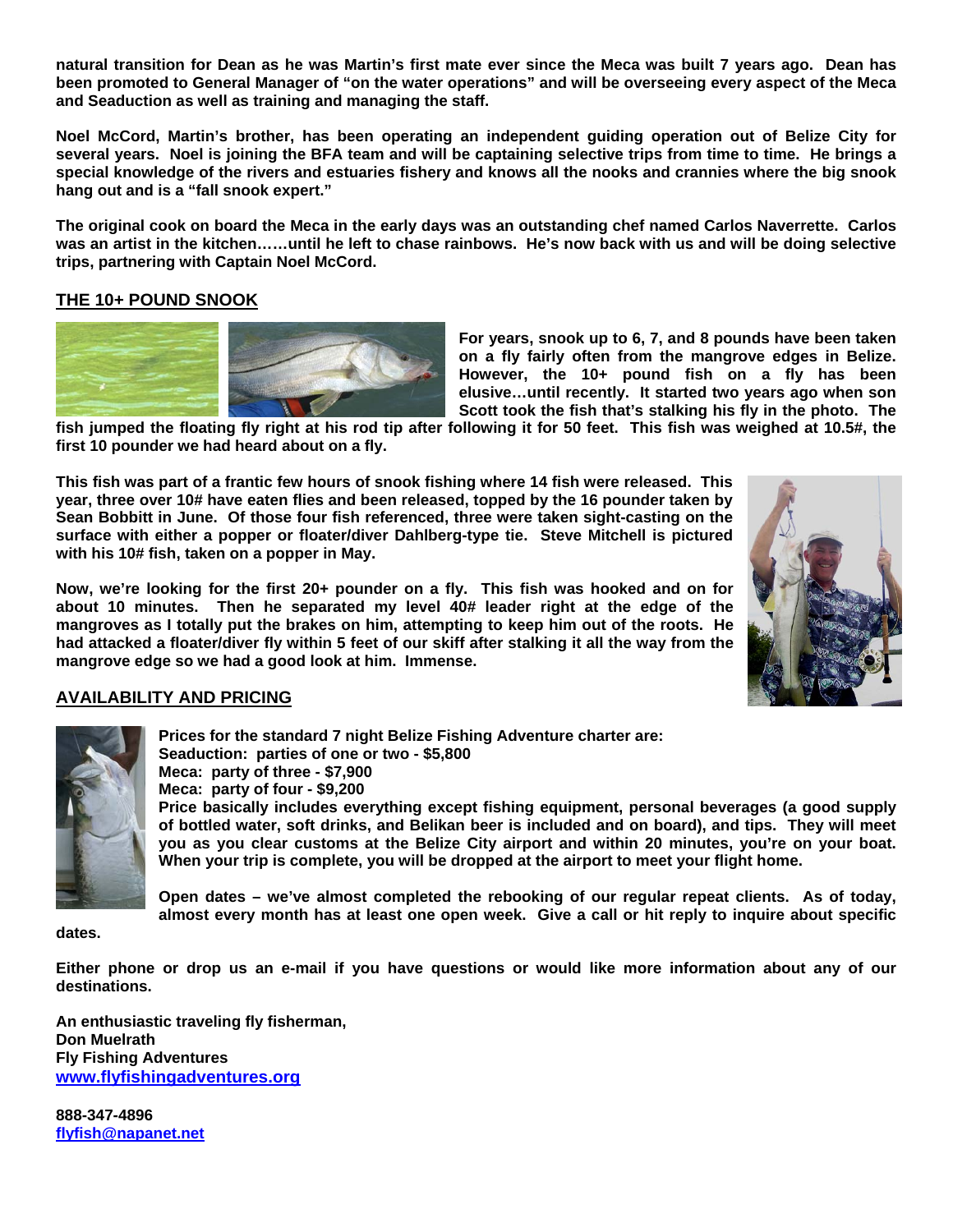**natural transition for Dean as he was Martin's first mate ever since the Meca was built 7 years ago. Dean has been promoted to General Manager of "on the water operations" and will be overseeing every aspect of the Meca and Seaduction as well as training and managing the staff.**

**Noel McCord, Martin's brother, has been operating an independent guiding operation out of Belize City for several years. Noel is joining the BFA team and will be captaining selective trips from time to time. He brings a special knowledge of the rivers and estuaries fishery and knows all the nooks and crannies where the big snook hang out and is a "fall snook expert."**

**The original cook on board the Meca in the early days was an outstanding chef named Carlos Naverrette. Carlos was an artist in the kitchen……until he left to chase rainbows. He's now back with us and will be doing selective trips, partnering with Captain Noel McCord.**

## THE 10+ POUND SNOOK

**For years, snook up to 6, 7, and 8 pounds have been taken on a fly fairly often from the mangrove edges in Belize. However, the 10+ pound fish on a fly has been elusive…until recently. It started two years ago when son Scott took the fish that's stalking his fly in the photo. The fish jumped the floating fly right at his rod tip after following it for 50 feet. This fish was weighed at 10.5#, the first 10 pounder we had heard about on a fly.**

**This fish was part of a frantic few hours of snook fishing where 14 fish were released. This year, three over 10# have eaten flies and been released, topped by the 16 pounder taken by Sean Bobbitt in June. Of those four fish referenced, three were taken sight-casting on the surface with either a popper or floater/diver Dahlberg-type tie. Steve Mitchell is pictured with his 10# fish, taken on a popper in May.**

**Now, we're looking for the first 20+ pounder on a fly. This fish was hooked and on for about 10 minutes. Then he separated my level 40# leader right at the edge of the mangroves as I totally put the brakes on him, attempting to keep him out of the roots. He had attacked a floater/diver fly within 5 feet of our skiff after stalking it all the way from the mangrove edge so we had a good look at him. Immense.**

## AVAILABILITY AND PRICING

**Prices for the standard 7 night Belize Fishing Adventure charter are:**
**Seaduction: parties of one or two - $5,800**
**Meca: party of three - $7,900**
**Meca: party of four - $9,200**
**Price basically includes everything except fishing equipment, personal beverages (a good supply of bottled water, soft drinks, and Belikan beer is included and on board), and tips. They will meet you as you clear customs at the Belize City airport and within 20 minutes, you're on your boat. When your trip is complete, you will be dropped at the airport to meet your flight home.**

**Open dates – we've almost completed the rebooking of our regular repeat clients. As of today, almost every month has at least one open week. Give a call or hit reply to inquire about specific dates.**

**Either phone or drop us an e-mail if you have questions or would like more information about any of our destinations.**

**An enthusiastic traveling fly fisherman,**
**Don Muelrath**
**Fly Fishing Adventures**
**[www.flyfishingadventures.org](http://www.flyfishingadventures.org)**

**888-347-4896**
**[flyfish@napanet.net](mailto:flyfish@napanet.net)**